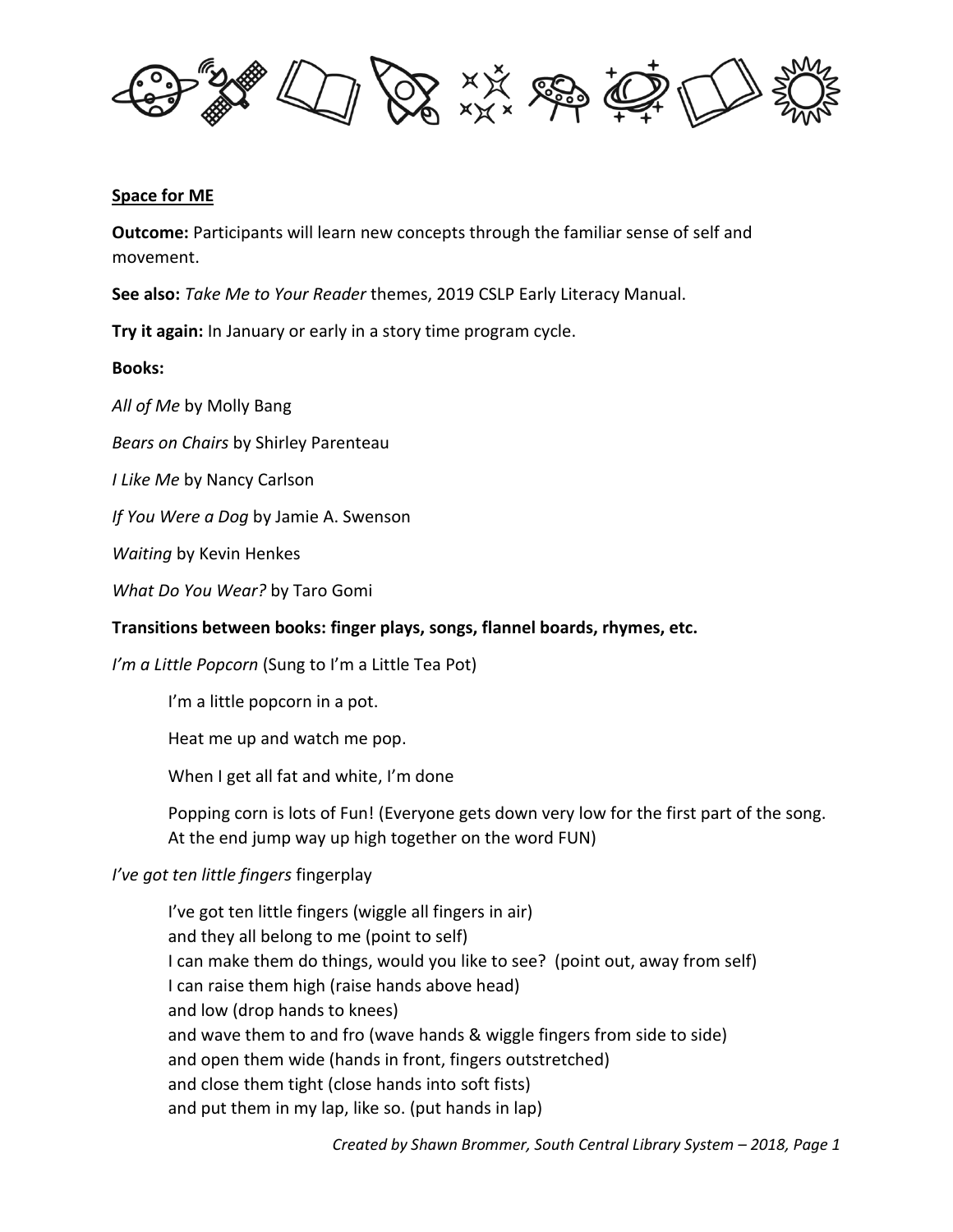**Space for ME**

**Outcome:** Participants will learn new concepts through the familiar sense of self and movement.

**See also:** *Take Me to Your Reader* themes, 2019 CSLP Early Literacy Manual.

**Try it again:** In January or early in a story time program cycle.

**Books:**

*All of Me* by Molly Bang

*Bears on Chairs* by Shirley Parenteau

*I Like Me* by Nancy Carlson

*If You Were a Dog* by Jamie A. Swenson

*Waiting* by Kevin Henkes

*What Do You Wear?* by Taro Gomi

**Transitions between books: finger plays, songs, flannel boards, rhymes, etc.**

*I'm a Little Popcorn* (Sung to I'm a Little Tea Pot)

> I'm a little popcorn in a pot.
>
> Heat me up and watch me pop.
>
> When I get all fat and white, I'm done
>
> Popping corn is lots of Fun! (Everyone gets down very low for the first part of the song. At the end jump way up high together on the word FUN)

*I've got ten little fingers* fingerplay

> I've got ten little fingers (wiggle all fingers in air)
> and they all belong to me (point to self)
> I can make them do things, would you like to see? (point out, away from self)
> I can raise them high (raise hands above head)
> and low (drop hands to knees)
> and wave them to and fro (wave hands & wiggle fingers from side to side)
> and open them wide (hands in front, fingers outstretched)
> and close them tight (close hands into soft fists)
> and put them in my lap, like so. (put hands in lap)

*Created by Shawn Brommer, South Central Library System – 2018, Page 1*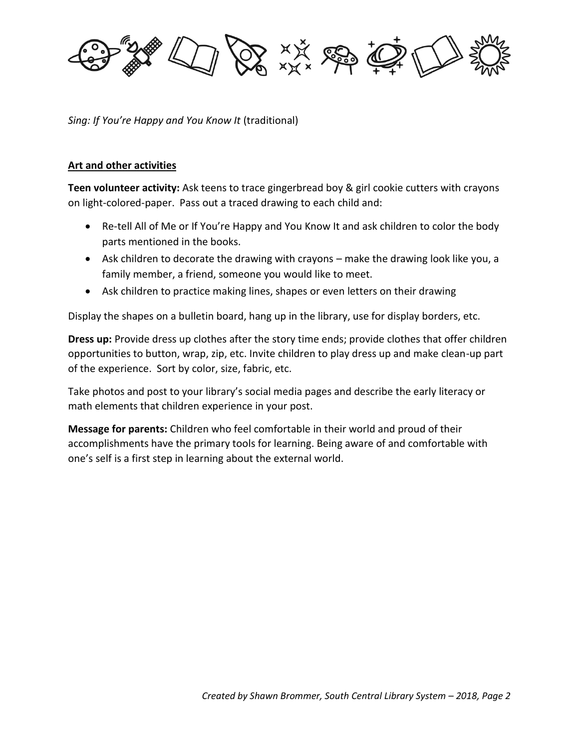*Sing: If You're Happy and You Know It* (traditional)

**Art and other activities**

**Teen volunteer activity:** Ask teens to trace gingerbread boy & girl cookie cutters with crayons on light-colored-paper. Pass out a traced drawing to each child and:

- Re-tell All of Me or If You're Happy and You Know It and ask children to color the body parts mentioned in the books.
- Ask children to decorate the drawing with crayons – make the drawing look like you, a family member, a friend, someone you would like to meet.
- Ask children to practice making lines, shapes or even letters on their drawing

Display the shapes on a bulletin board, hang up in the library, use for display borders, etc.

**Dress up:** Provide dress up clothes after the story time ends; provide clothes that offer children opportunities to button, wrap, zip, etc. Invite children to play dress up and make clean-up part of the experience. Sort by color, size, fabric, etc.

Take photos and post to your library's social media pages and describe the early literacy or math elements that children experience in your post.

**Message for parents:** Children who feel comfortable in their world and proud of their accomplishments have the primary tools for learning. Being aware of and comfortable with one's self is a first step in learning about the external world.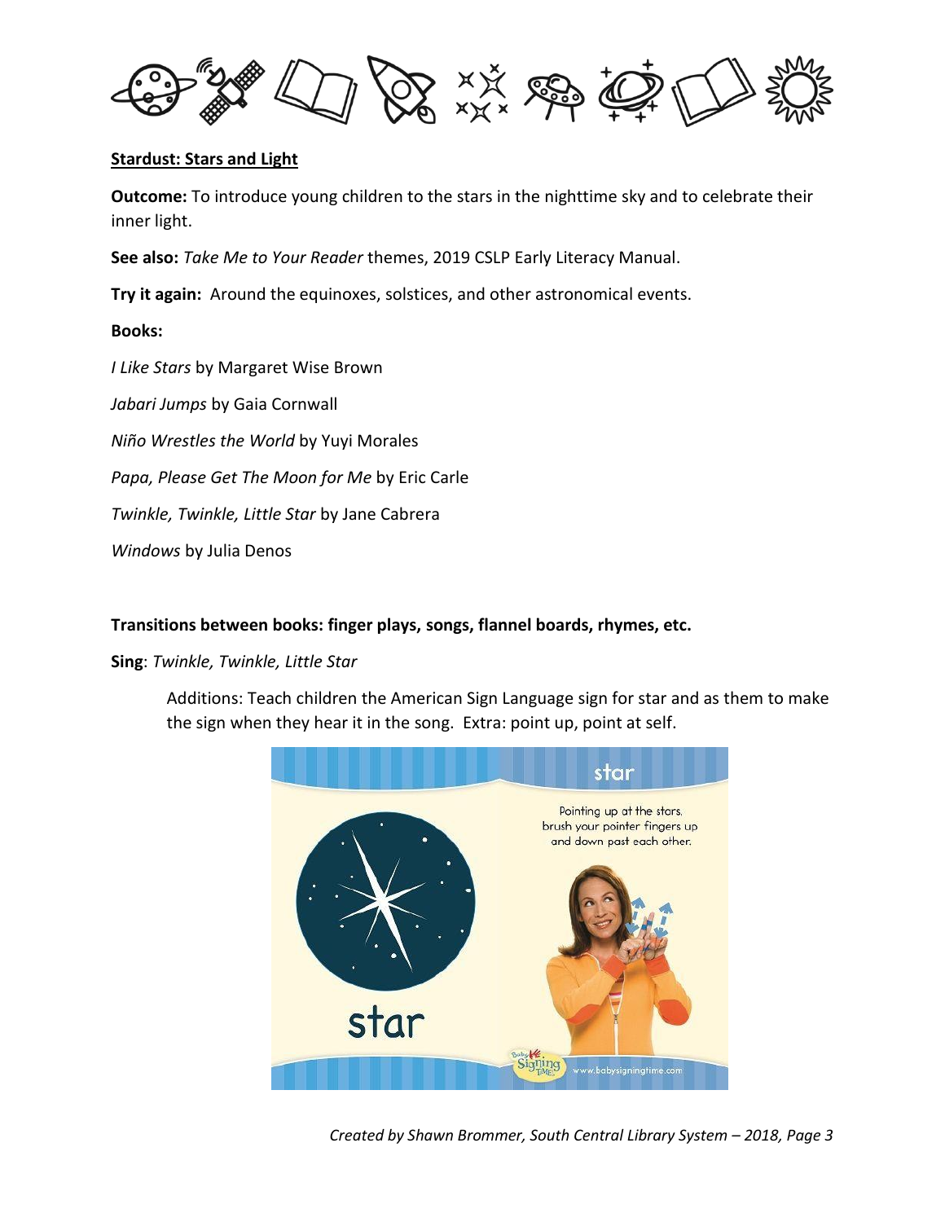**Stardust: Stars and Light**

**Outcome:** To introduce young children to the stars in the nighttime sky and to celebrate their inner light.

**See also:** *Take Me to Your Reader* themes, 2019 CSLP Early Literacy Manual.

**Try it again:** Around the equinoxes, solstices, and other astronomical events.

**Books:**

*I Like Stars* by Margaret Wise Brown

*Jabari Jumps* by Gaia Cornwall

*Niño Wrestles the World* by Yuyi Morales

*Papa, Please Get The Moon for Me* by Eric Carle

*Twinkle, Twinkle, Little Star* by Jane Cabrera

*Windows* by Julia Denos

**Transitions between books: finger plays, songs, flannel boards, rhymes, etc.**

**Sing**: *Twinkle, Twinkle, Little Star*

Additions: Teach children the American Sign Language sign for star and as them to make the sign when they hear it in the song. Extra: point up, point at self.

star

star

Pointing up at the stars, brush your pointer fingers up and down past each other.

Baby Signing Time www.babysigningtime.com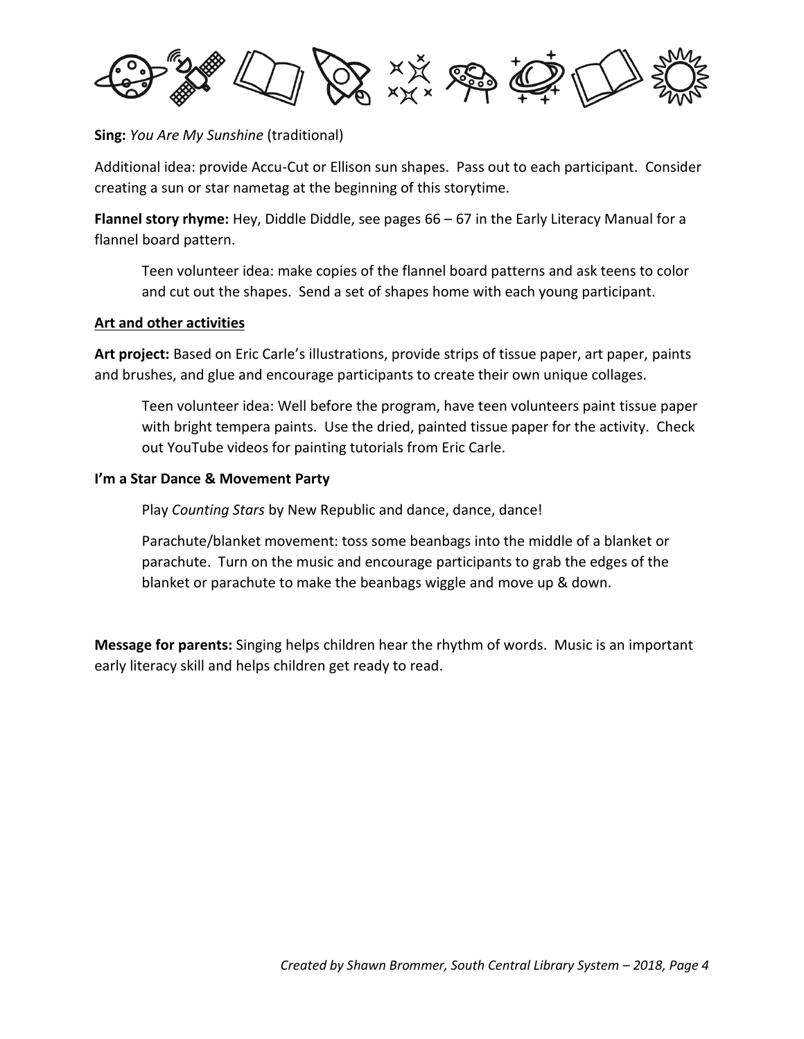**Sing:** *You Are My Sunshine* (traditional)

Additional idea: provide Accu-Cut or Ellison sun shapes. Pass out to each participant. Consider creating a sun or star nametag at the beginning of this storytime.

**Flannel story rhyme:** Hey, Diddle Diddle, see pages 66 – 67 in the Early Literacy Manual for a flannel board pattern.

> Teen volunteer idea: make copies of the flannel board patterns and ask teens to color and cut out the shapes. Send a set of shapes home with each young participant.

**Art and other activities**

**Art project:** Based on Eric Carle's illustrations, provide strips of tissue paper, art paper, paints and brushes, and glue and encourage participants to create their own unique collages.

> Teen volunteer idea: Well before the program, have teen volunteers paint tissue paper with bright tempera paints. Use the dried, painted tissue paper for the activity. Check out YouTube videos for painting tutorials from Eric Carle.

**I'm a Star Dance & Movement Party**

> Play *Counting Stars* by New Republic and dance, dance, dance!
>
> Parachute/blanket movement: toss some beanbags into the middle of a blanket or parachute. Turn on the music and encourage participants to grab the edges of the blanket or parachute to make the beanbags wiggle and move up & down.

**Message for parents:** Singing helps children hear the rhythm of words. Music is an important early literacy skill and helps children get ready to read.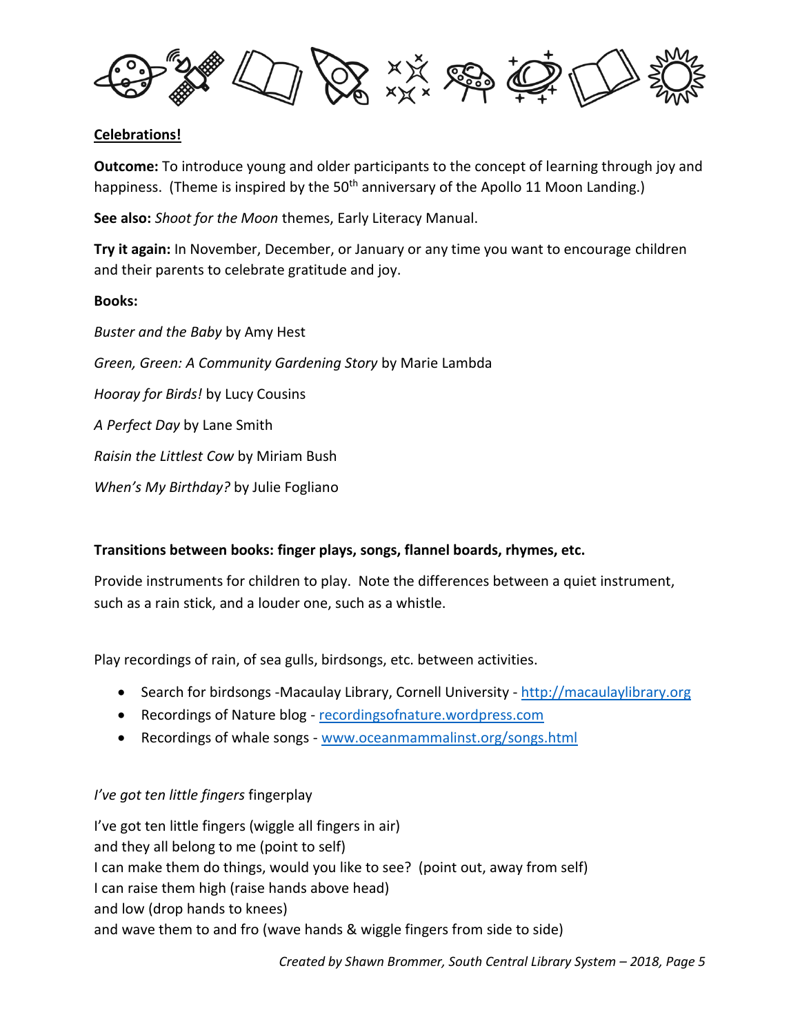**Celebrations!**

**Outcome:** To introduce young and older participants to the concept of learning through joy and happiness. (Theme is inspired by the 50th anniversary of the Apollo 11 Moon Landing.)

**See also:** *Shoot for the Moon* themes, Early Literacy Manual.

**Try it again:** In November, December, or January or any time you want to encourage children and their parents to celebrate gratitude and joy.

**Books:**

*Buster and the Baby* by Amy Hest

*Green, Green: A Community Gardening Story* by Marie Lambda

*Hooray for Birds!* by Lucy Cousins

*A Perfect Day* by Lane Smith

*Raisin the Littlest Cow* by Miriam Bush

*When's My Birthday?* by Julie Fogliano

**Transitions between books: finger plays, songs, flannel boards, rhymes, etc.**

Provide instruments for children to play. Note the differences between a quiet instrument, such as a rain stick, and a louder one, such as a whistle.

Play recordings of rain, of sea gulls, birdsongs, etc. between activities.

- Search for birdsongs -Macaulay Library, Cornell University - http://macaulaylibrary.org
- Recordings of Nature blog - recordingsofnature.wordpress.com
- Recordings of whale songs - www.oceanmammalinst.org/songs.html

*I've got ten little fingers* fingerplay

I've got ten little fingers (wiggle all fingers in air)  
and they all belong to me (point to self)  
I can make them do things, would you like to see? (point out, away from self)  
I can raise them high (raise hands above head)  
and low (drop hands to knees)  
and wave them to and fro (wave hands & wiggle fingers from side to side)

*Created by Shawn Brommer, South Central Library System – 2018, Page 5*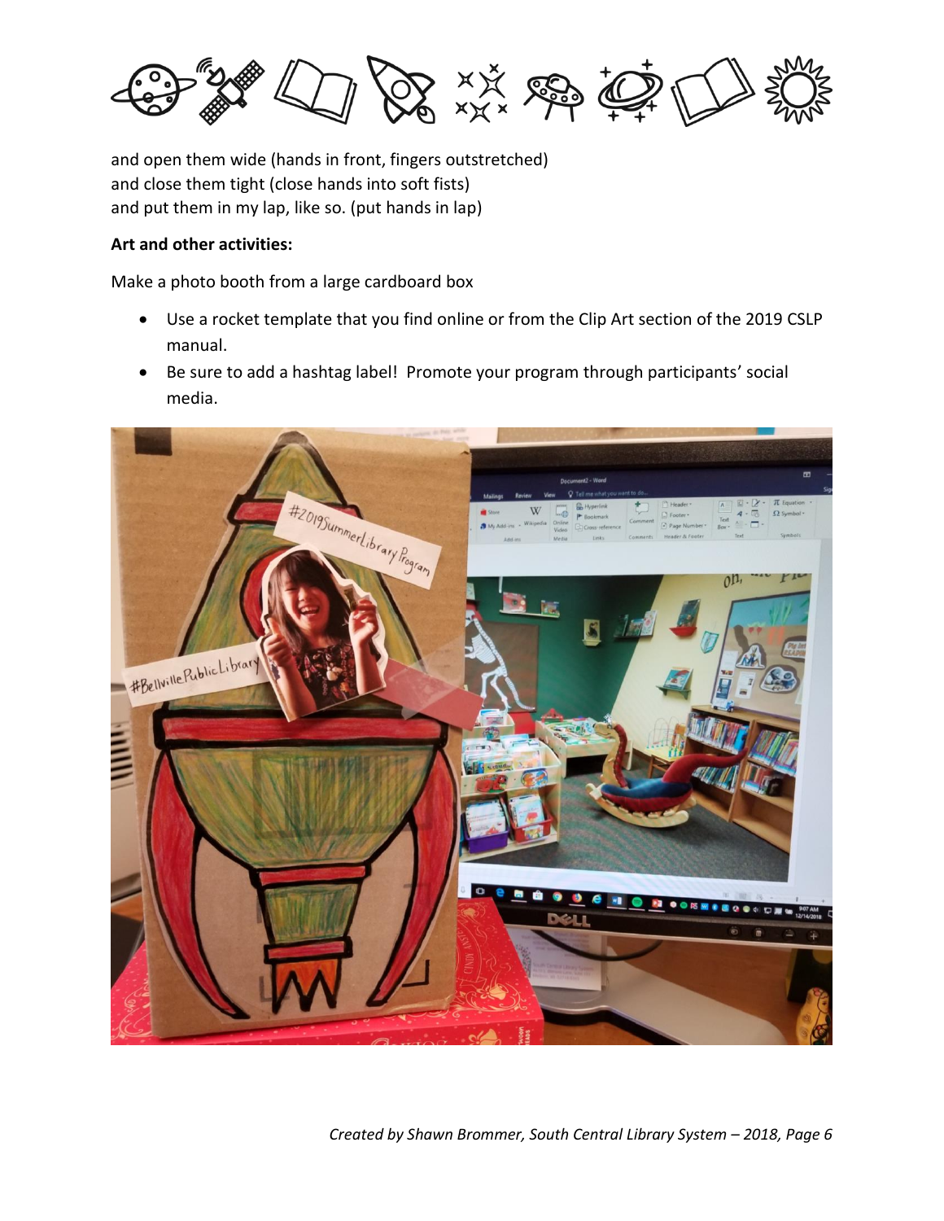and open them wide (hands in front, fingers outstretched)
and close them tight (close hands into soft fists)
and put them in my lap, like so. (put hands in lap)

**Art and other activities:**

Make a photo booth from a large cardboard box

- Use a rocket template that you find online or from the Clip Art section of the 2019 CSLP manual.
- Be sure to add a hashtag label! Promote your program through participants' social media.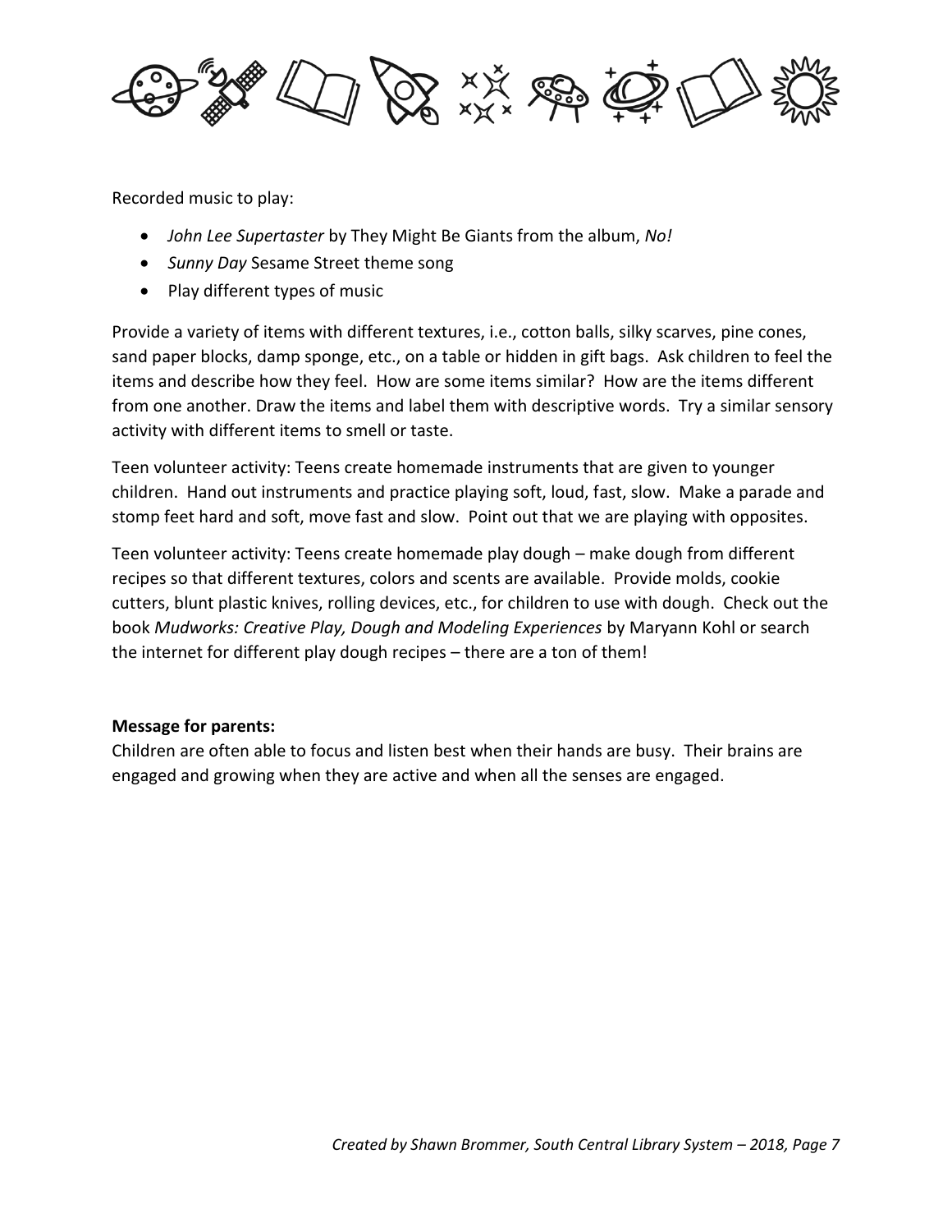Recorded music to play:

- *John Lee Supertaster* by They Might Be Giants from the album, *No!*
- *Sunny Day* Sesame Street theme song
- Play different types of music

Provide a variety of items with different textures, i.e., cotton balls, silky scarves, pine cones, sand paper blocks, damp sponge, etc., on a table or hidden in gift bags. Ask children to feel the items and describe how they feel. How are some items similar? How are the items different from one another. Draw the items and label them with descriptive words. Try a similar sensory activity with different items to smell or taste.

Teen volunteer activity: Teens create homemade instruments that are given to younger children. Hand out instruments and practice playing soft, loud, fast, slow. Make a parade and stomp feet hard and soft, move fast and slow. Point out that we are playing with opposites.

Teen volunteer activity: Teens create homemade play dough – make dough from different recipes so that different textures, colors and scents are available. Provide molds, cookie cutters, blunt plastic knives, rolling devices, etc., for children to use with dough. Check out the book *Mudworks: Creative Play, Dough and Modeling Experiences* by Maryann Kohl or search the internet for different play dough recipes – there are a ton of them!

**Message for parents:**
Children are often able to focus and listen best when their hands are busy. Their brains are engaged and growing when they are active and when all the senses are engaged.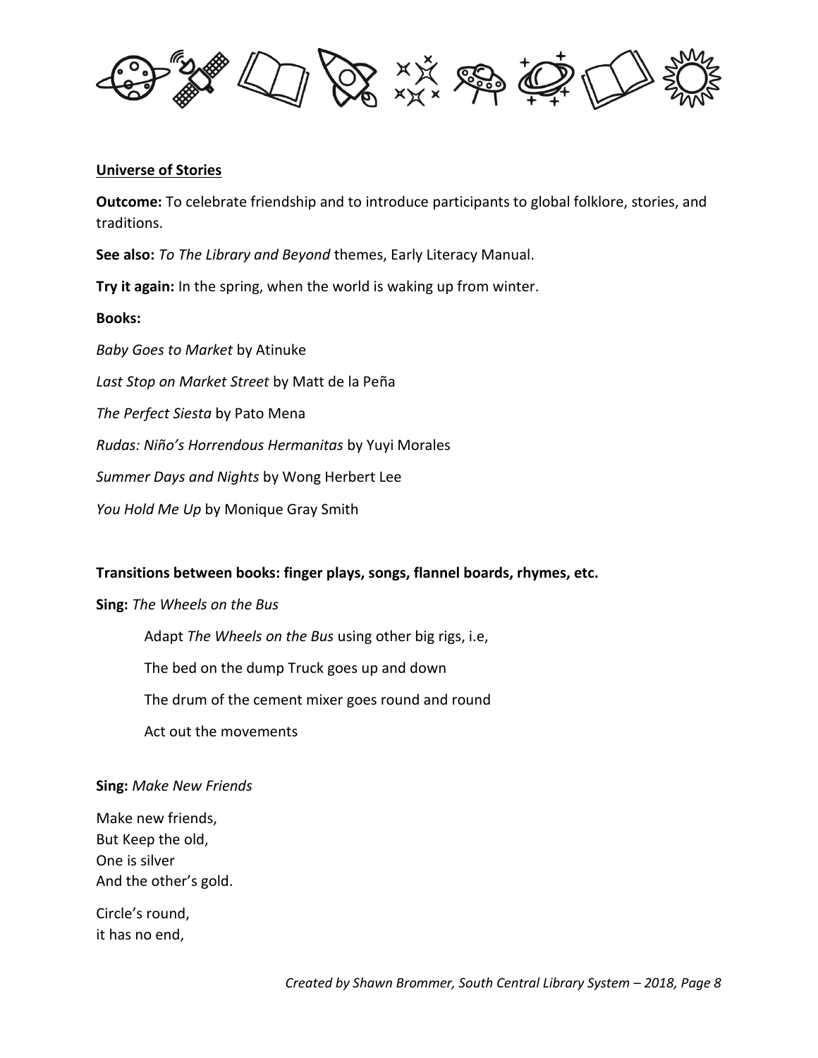**Universe of Stories**

**Outcome:** To celebrate friendship and to introduce participants to global folklore, stories, and traditions.

**See also:** *To The Library and Beyond* themes, Early Literacy Manual.

**Try it again:** In the spring, when the world is waking up from winter.

**Books:**

*Baby Goes to Market* by Atinuke

*Last Stop on Market Street* by Matt de la Peña

*The Perfect Siesta* by Pato Mena

*Rudas: Niño's Horrendous Hermanitas* by Yuyi Morales

*Summer Days and Nights* by Wong Herbert Lee

*You Hold Me Up* by Monique Gray Smith

**Transitions between books: finger plays, songs, flannel boards, rhymes, etc.**

**Sing:** *The Wheels on the Bus*

> Adapt *The Wheels on the Bus* using other big rigs, i.e,
>
> The bed on the dump Truck goes up and down
>
> The drum of the cement mixer goes round and round
>
> Act out the movements

**Sing:** *Make New Friends*

Make new friends,
But Keep the old,
One is silver
And the other's gold.

Circle's round,
it has no end,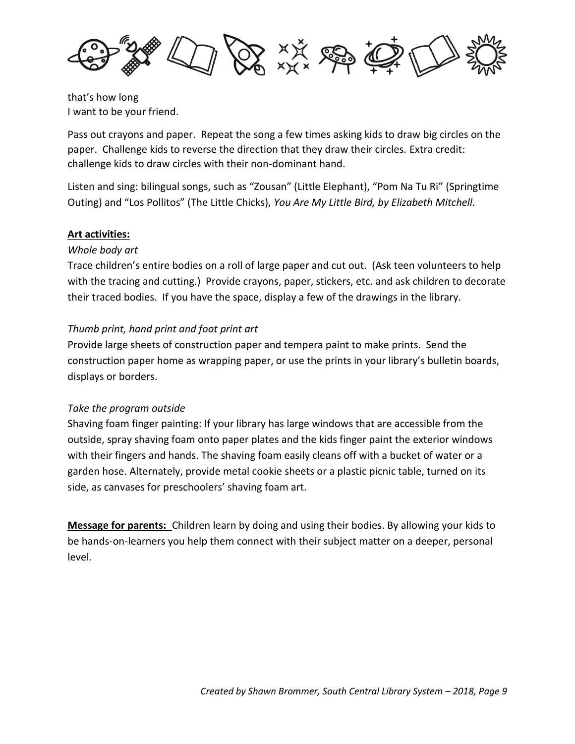that's how long
I want to be your friend.

Pass out crayons and paper. Repeat the song a few times asking kids to draw big circles on the paper. Challenge kids to reverse the direction that they draw their circles. Extra credit: challenge kids to draw circles with their non-dominant hand.

Listen and sing: bilingual songs, such as "Zousan" (Little Elephant), "Pom Na Tu Ri" (Springtime Outing) and "Los Pollitos" (The Little Chicks), *You Are My Little Bird, by Elizabeth Mitchell.*

**Art activities:**

*Whole body art*

Trace children's entire bodies on a roll of large paper and cut out. (Ask teen volunteers to help with the tracing and cutting.) Provide crayons, paper, stickers, etc. and ask children to decorate their traced bodies. If you have the space, display a few of the drawings in the library.

*Thumb print, hand print and foot print art*

Provide large sheets of construction paper and tempera paint to make prints. Send the construction paper home as wrapping paper, or use the prints in your library's bulletin boards, displays or borders.

*Take the program outside*

Shaving foam finger painting: If your library has large windows that are accessible from the outside, spray shaving foam onto paper plates and the kids finger paint the exterior windows with their fingers and hands. The shaving foam easily cleans off with a bucket of water or a garden hose. Alternately, provide metal cookie sheets or a plastic picnic table, turned on its side, as canvases for preschoolers' shaving foam art.

**Message for parents:** Children learn by doing and using their bodies. By allowing your kids to be hands-on-learners you help them connect with their subject matter on a deeper, personal level.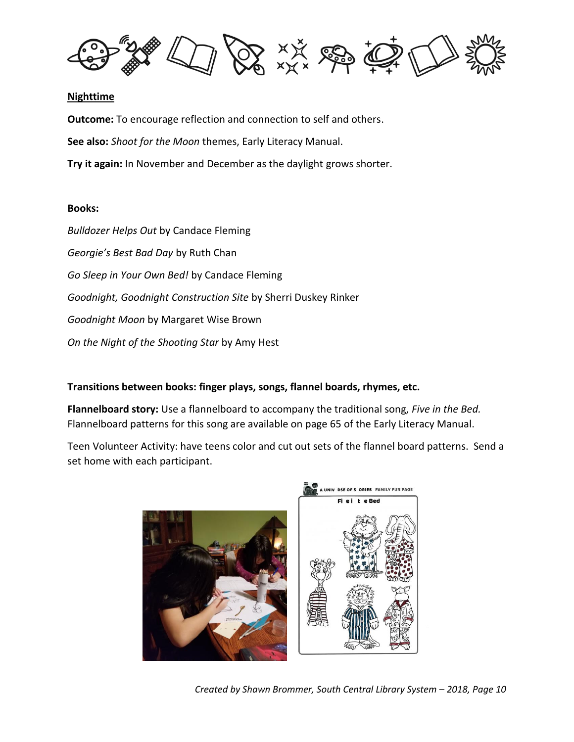**Nighttime**

**Outcome:** To encourage reflection and connection to self and others.

**See also:** *Shoot for the Moon* themes, Early Literacy Manual.

**Try it again:** In November and December as the daylight grows shorter.

**Books:**

*Bulldozer Helps Out* by Candace Fleming

*Georgie's Best Bad Day* by Ruth Chan

*Go Sleep in Your Own Bed!* by Candace Fleming

*Goodnight, Goodnight Construction Site* by Sherri Duskey Rinker

*Goodnight Moon* by Margaret Wise Brown

*On the Night of the Shooting Star* by Amy Hest

**Transitions between books: finger plays, songs, flannel boards, rhymes, etc.**

**Flannelboard story:** Use a flannelboard to accompany the traditional song, *Five in the Bed.* Flannelboard patterns for this song are available on page 65 of the Early Literacy Manual.

Teen Volunteer Activity: have teens color and cut out sets of the flannel board patterns. Send a set home with each participant.

*Created by Shawn Brommer, South Central Library System – 2018, Page 10*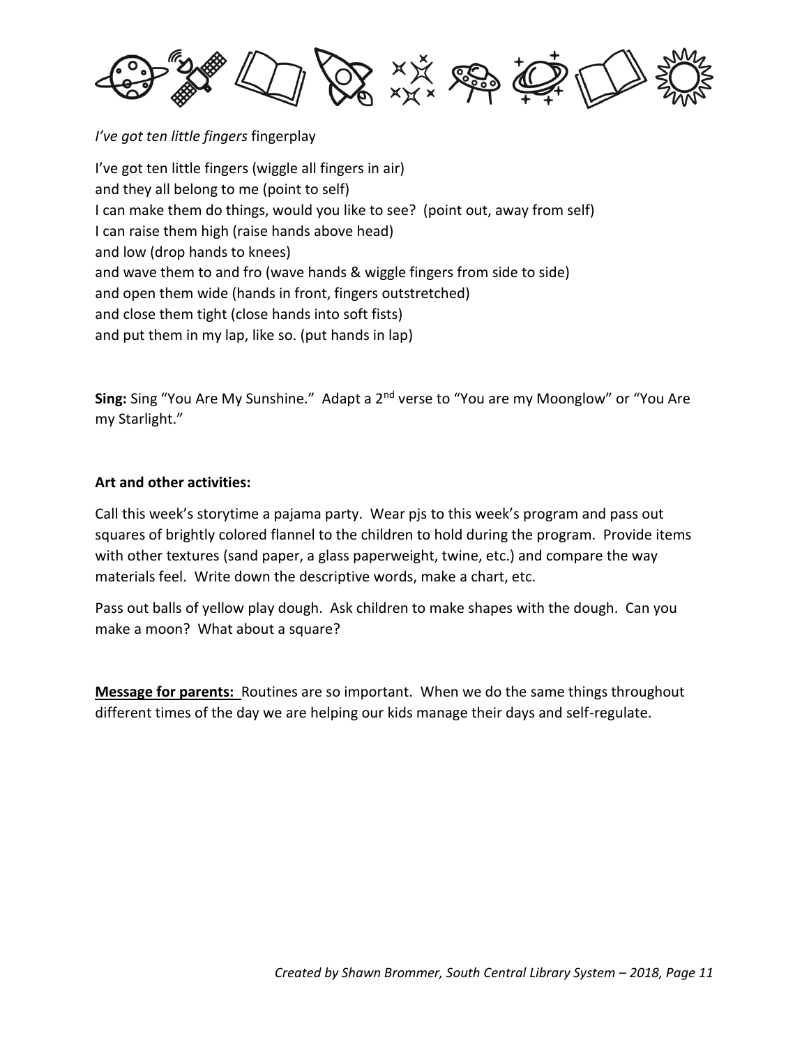*I've got ten little fingers* fingerplay

I've got ten little fingers (wiggle all fingers in air)
and they all belong to me (point to self)
I can make them do things, would you like to see? (point out, away from self)
I can raise them high (raise hands above head)
and low (drop hands to knees)
and wave them to and fro (wave hands & wiggle fingers from side to side)
and open them wide (hands in front, fingers outstretched)
and close them tight (close hands into soft fists)
and put them in my lap, like so. (put hands in lap)

**Sing:** Sing "You Are My Sunshine." Adapt a 2nd verse to "You are my Moonglow" or "You Are my Starlight."

**Art and other activities:**

Call this week's storytime a pajama party. Wear pjs to this week's program and pass out squares of brightly colored flannel to the children to hold during the program. Provide items with other textures (sand paper, a glass paperweight, twine, etc.) and compare the way materials feel. Write down the descriptive words, make a chart, etc.

Pass out balls of yellow play dough. Ask children to make shapes with the dough. Can you make a moon? What about a square?

**Message for parents:** Routines are so important. When we do the same things throughout different times of the day we are helping our kids manage their days and self-regulate.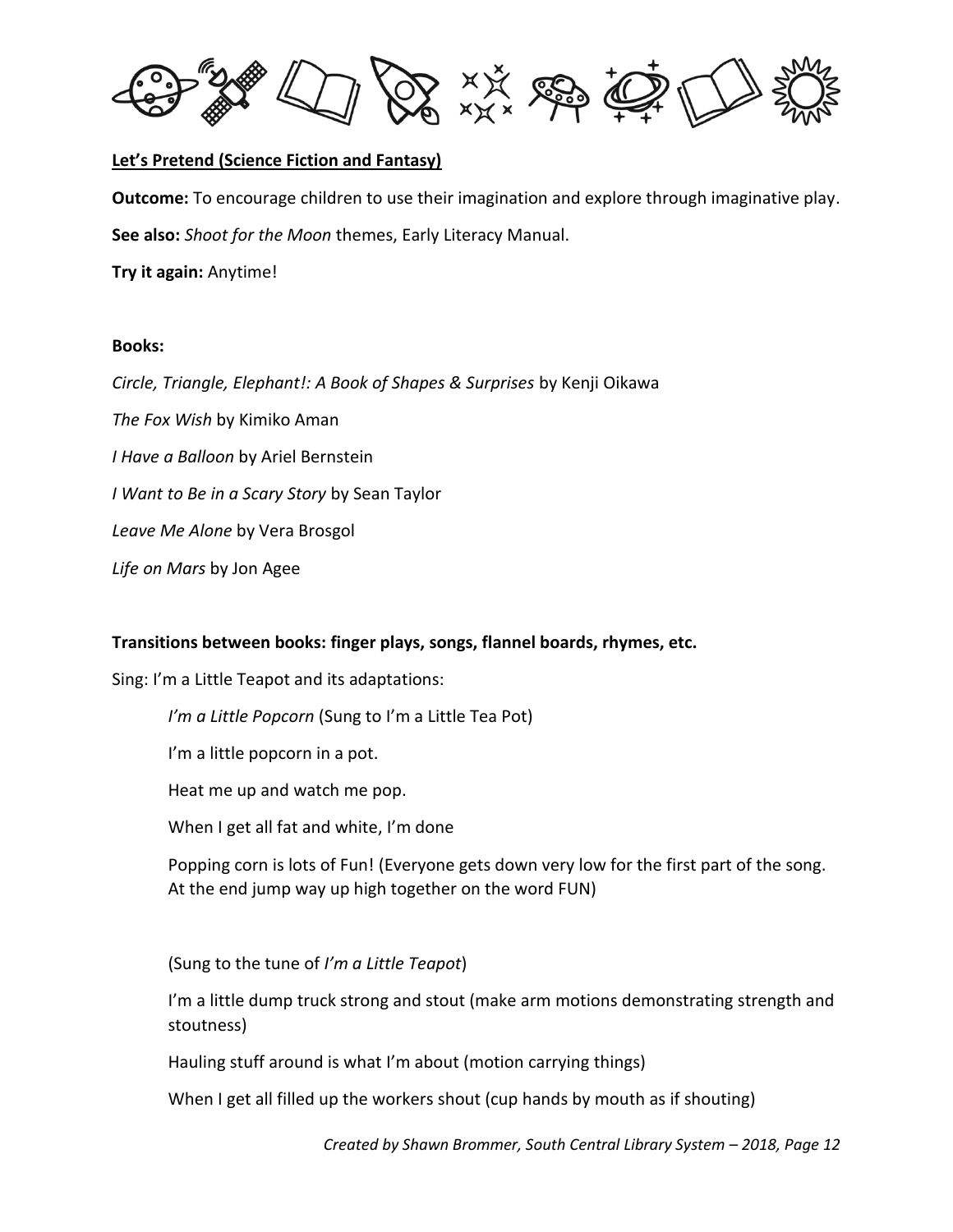**Let's Pretend (Science Fiction and Fantasy)**

**Outcome:** To encourage children to use their imagination and explore through imaginative play.

**See also:** *Shoot for the Moon* themes, Early Literacy Manual.

**Try it again:** Anytime!

**Books:**

*Circle, Triangle, Elephant!: A Book of Shapes & Surprises* by Kenji Oikawa

*The Fox Wish* by Kimiko Aman

*I Have a Balloon* by Ariel Bernstein

*I Want to Be in a Scary Story* by Sean Taylor

*Leave Me Alone* by Vera Brosgol

*Life on Mars* by Jon Agee

**Transitions between books: finger plays, songs, flannel boards, rhymes, etc.**

Sing: I'm a Little Teapot and its adaptations:

*I'm a Little Popcorn* (Sung to I'm a Little Tea Pot)

I'm a little popcorn in a pot.

Heat me up and watch me pop.

When I get all fat and white, I'm done

Popping corn is lots of Fun! (Everyone gets down very low for the first part of the song. At the end jump way up high together on the word FUN)

(Sung to the tune of *I'm a Little Teapot*)

I'm a little dump truck strong and stout (make arm motions demonstrating strength and stoutness)

Hauling stuff around is what I'm about (motion carrying things)

When I get all filled up the workers shout (cup hands by mouth as if shouting)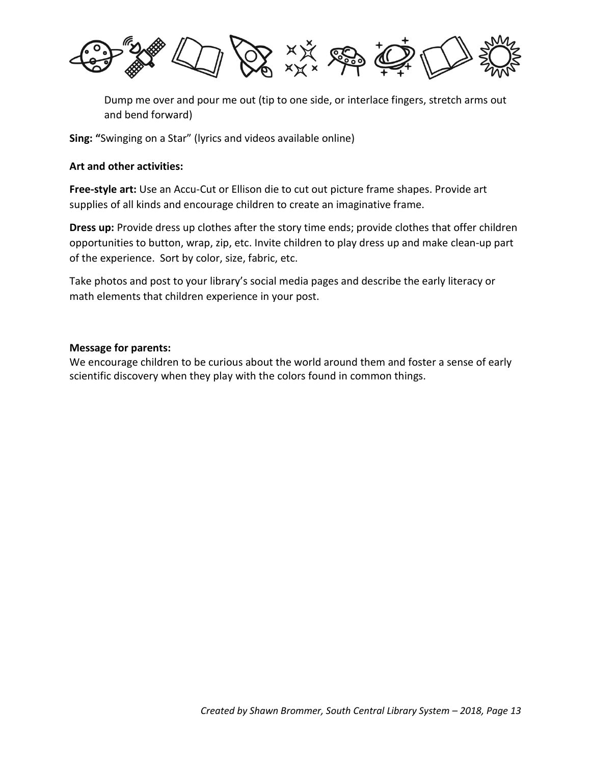Dump me over and pour me out (tip to one side, or interlace fingers, stretch arms out and bend forward)

**Sing: "**Swinging on a Star" (lyrics and videos available online)

**Art and other activities:**

**Free-style art:** Use an Accu-Cut or Ellison die to cut out picture frame shapes. Provide art supplies of all kinds and encourage children to create an imaginative frame.

**Dress up:** Provide dress up clothes after the story time ends; provide clothes that offer children opportunities to button, wrap, zip, etc. Invite children to play dress up and make clean-up part of the experience. Sort by color, size, fabric, etc.

Take photos and post to your library's social media pages and describe the early literacy or math elements that children experience in your post.

**Message for parents:**

We encourage children to be curious about the world around them and foster a sense of early scientific discovery when they play with the colors found in common things.

*Created by Shawn Brommer, South Central Library System – 2018, Page 13*